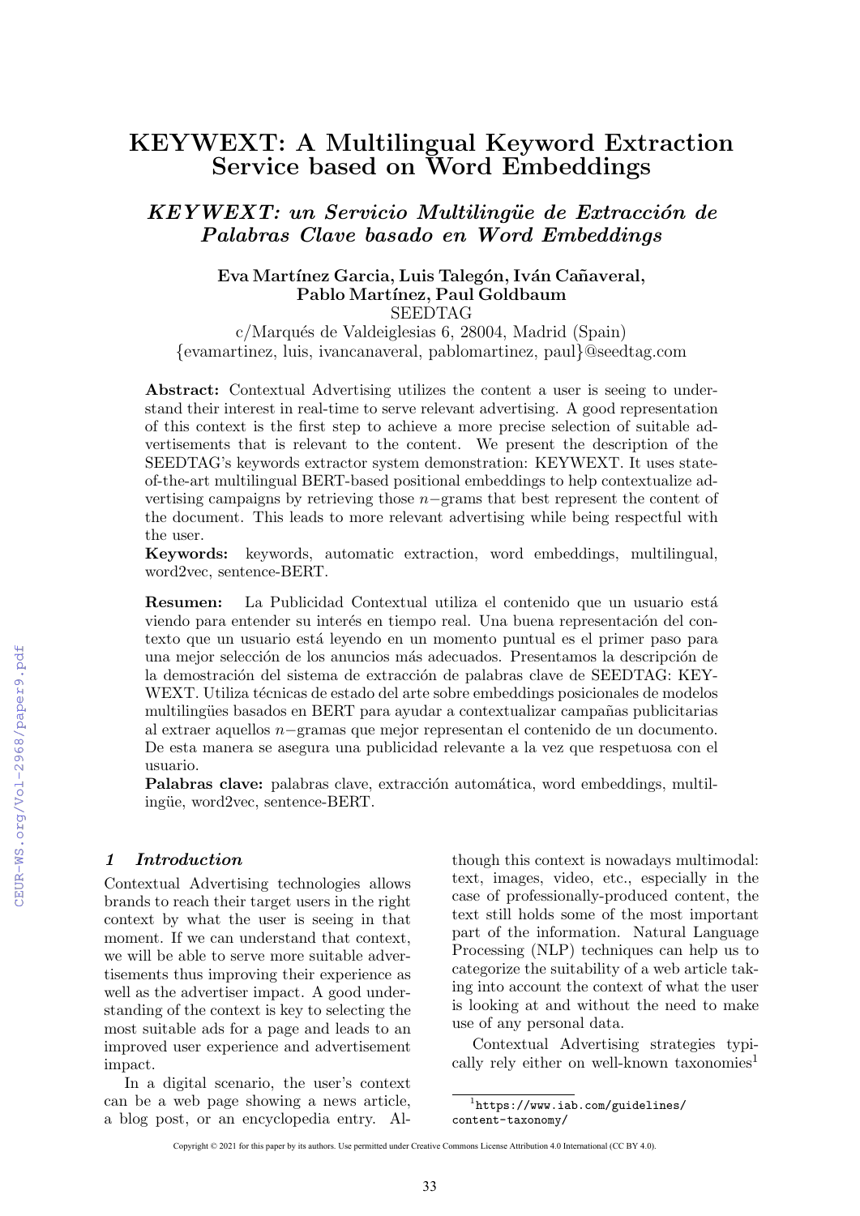# KEYWEXT: A Multilingual Keyword Extraction Service based on Word Embeddings

## *KEYWEXT: un Servicio Multilingüe de Extracción de Palabras Clave basado en Word Embeddings*

**Eva Martínez Garcia, Luis Talegón, Iván Cañaveral, Pablo Martínez, Paul Goldbaum**
SEEDTAG
c/Marqués de Valdeiglesias 6, 28004, Madrid (Spain)
{evamartinez, luis, ivancanaveral, pablomartinez, paul}@seedtag.com

**Abstract:** Contextual Advertising utilizes the content a user is seeing to understand their interest in real-time to serve relevant advertising. A good representation of this context is the first step to achieve a more precise selection of suitable advertisements that is relevant to the content. We present the description of the SEEDTAG's keywords extractor system demonstration: KEYWEXT. It uses state-of-the-art multilingual BERT-based positional embeddings to help contextualize advertising campaigns by retrieving those $n-$grams that best represent the content of the document. This leads to more relevant advertising while being respectful with the user.
**Keywords:** keywords, automatic extraction, word embeddings, multilingual, word2vec, sentence-BERT.

**Resumen:** La Publicidad Contextual utiliza el contenido que un usuario está viendo para entender su interés en tiempo real. Una buena representación del contexto que un usuario está leyendo en un momento puntual es el primer paso para una mejor selección de los anuncios más adecuados. Presentamos la descripción de la demostración del sistema de extracción de palabras clave de SEEDTAG: KEYWEXT. Utiliza técnicas de estado del arte sobre embeddings posicionales de modelos multilingües basados en BERT para ayudar a contextualizar campañas publicitarias al extraer aquellos $n-$gramas que mejor representan el contenido de un documento. De esta manera se asegura una publicidad relevante a la vez que respetuosa con el usuario.
**Palabras clave:** palabras clave, extracción automática, word embeddings, multilingüe, word2vec, sentence-BERT.

## *1 Introduction*

Contextual Advertising technologies allows brands to reach their target users in the right context by what the user is seeing in that moment. If we can understand that context, we will be able to serve more suitable advertisements thus improving their experience as well as the advertiser impact. A good understanding of the context is key to selecting the most suitable ads for a page and leads to an improved user experience and advertisement impact.

In a digital scenario, the user's context can be a web page showing a news article, a blog post, or an encyclopedia entry. Although this context is nowadays multimodal: text, images, video, etc., especially in the case of professionally-produced content, the text still holds some of the most important part of the information. Natural Language Processing (NLP) techniques can help us to categorize the suitability of a web article taking into account the context of what the user is looking at and without the need to make use of any personal data.

Contextual Advertising strategies typically rely either on well-known taxonomies[1]

[1] https://www.iab.com/guidelines/content-taxonomy/

Copyright © 2021 for this paper by its authors. Use permitted under Creative Commons License Attribution 4.0 International (CC BY 4.0).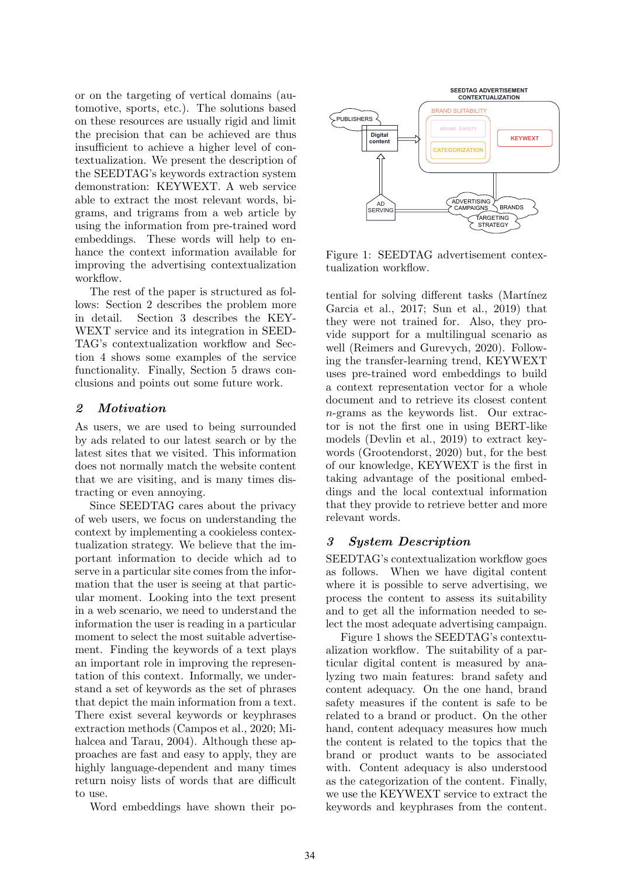or on the targeting of vertical domains (automotive, sports, etc.). The solutions based on these resources are usually rigid and limit the precision that can be achieved are thus insufficient to achieve a higher level of contextualization. We present the description of the SEEDTAG's keywords extraction system demonstration: KEYWEXT. A web service able to extract the most relevant words, bigrams, and trigrams from a web article by using the information from pre-trained word embeddings. These words will help to enhance the context information available for improving the advertising contextualization workflow.

The rest of the paper is structured as follows: Section 2 describes the problem more in detail. Section 3 describes the KEYWEXT service and its integration in SEEDTAG's contextualization workflow and Section 4 shows some examples of the service functionality. Finally, Section 5 draws conclusions and points out some future work.

## 2 Motivation

As users, we are used to being surrounded by ads related to our latest search or by the latest sites that we visited. This information does not normally match the website content that we are visiting, and is many times distracting or even annoying.

Since SEEDTAG cares about the privacy of web users, we focus on understanding the context by implementing a cookieless contextualization strategy. We believe that the important information to decide which ad to serve in a particular site comes from the information that the user is seeing at that particular moment. Looking into the text present in a web scenario, we need to understand the information the user is reading in a particular moment to select the most suitable advertisement. Finding the keywords of a text plays an important role in improving the representation of this context. Informally, we understand a set of keywords as the set of phrases that depict the main information from a text. There exist several keywords or keyphrases extraction methods (Campos et al., 2020; Mihalcea and Tarau, 2004). Although these approaches are fast and easy to apply, they are highly language-dependent and many times return noisy lists of words that are difficult to use.

Word embeddings have shown their potential for solving different tasks (Martínez Garcia et al., 2017; Sun et al., 2019) that they were not trained for. Also, they provide support for a multilingual scenario as well (Reimers and Gurevych, 2020). Following the transfer-learning trend, KEYWEXT uses pre-trained word embeddings to build a context representation vector for a whole document and to retrieve its closest content $n$-grams as the keywords list. Our extractor is not the first one in using BERT-like models (Devlin et al., 2019) to extract keywords (Grootendorst, 2020) but, for the best of our knowledge, KEYWEXT is the first in taking advantage of the positional embeddings and the local contextual information that they provide to retrieve better and more relevant words.

Figure 1: SEEDTAG advertisement contextualization workflow.

## 3 System Description

SEEDTAG's contextualization workflow goes as follows. When we have digital content where it is possible to serve advertising, we process the content to assess its suitability and to get all the information needed to select the most adequate advertising campaign.

Figure 1 shows the SEEDTAG's contextualization workflow. The suitability of a particular digital content is measured by analyzing two main features: brand safety and content adequacy. On the one hand, brand safety measures if the content is safe to be related to a brand or product. On the other hand, content adequacy measures how much the content is related to the topics that the brand or product wants to be associated with. Content adequacy is also understood as the categorization of the content. Finally, we use the KEYWEXT service to extract the keywords and keyphrases from the content.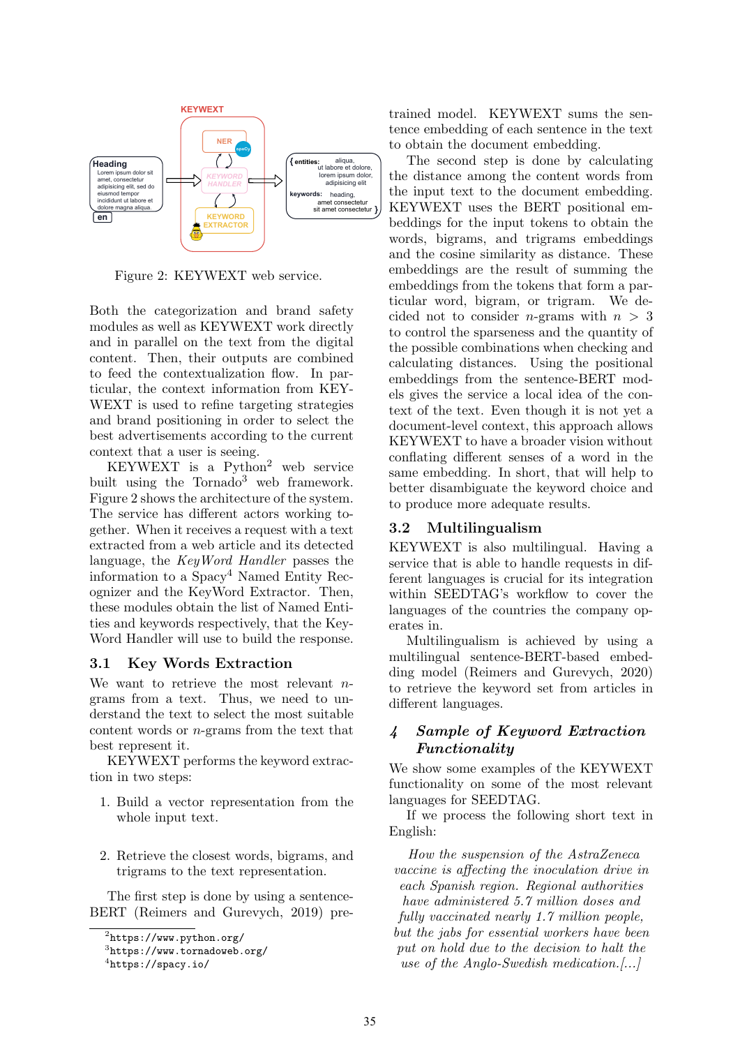Figure 2: KEYWEXT web service.

Both the categorization and brand safety modules as well as KEYWEXT work directly and in parallel on the text from the digital content. Then, their outputs are combined to feed the contextualization flow. In particular, the context information from KEYWEXT is used to refine targeting strategies and brand positioning in order to select the best advertisements according to the current context that a user is seeing.

KEYWEXT is a Python[2] web service built using the Tornado[3] web framework. Figure 2 shows the architecture of the system. The service has different actors working together. When it receives a request with a text extracted from a web article and its detected language, the *KeyWord Handler* passes the information to a Spacy[4] Named Entity Recognizer and the KeyWord Extractor. Then, these modules obtain the list of Named Entities and keywords respectively, that the KeyWord Handler will use to build the response.

## 3.1 Key Words Extraction

We want to retrieve the most relevant $n$-grams from a text. Thus, we need to understand the text to select the most suitable content words or $n$-grams from the text that best represent it.

KEYWEXT performs the keyword extraction in two steps:

1. Build a vector representation from the whole input text.
2. Retrieve the closest words, bigrams, and trigrams to the text representation.

The first step is done by using a sentence-BERT (Reimers and Gurevych, 2019) pre-trained model. KEYWEXT sums the sentence embedding of each sentence in the text to obtain the document embedding.

The second step is done by calculating the distance among the content words from the input text to the document embedding. KEYWEXT uses the BERT positional embeddings for the input tokens to obtain the words, bigrams, and trigrams embeddings and the cosine similarity as distance. These embeddings are the result of summing the embeddings from the tokens that form a particular word, bigram, or trigram. We decided not to consider $n$-grams with $n > 3$ to control the sparseness and the quantity of the possible combinations when checking and calculating distances. Using the positional embeddings from the sentence-BERT models gives the service a local idea of the context of the text. Even though it is not yet a document-level context, this approach allows KEYWEXT to have a broader vision without conflating different senses of a word in the same embedding. In short, that will help to better disambiguate the keyword choice and to produce more adequate results.

## 3.2 Multilingualism

KEYWEXT is also multilingual. Having a service that is able to handle requests in different languages is crucial for its integration within SEEDTAG's workflow to cover the languages of the countries the company operates in.

Multilingualism is achieved by using a multilingual sentence-BERT-based embedding model (Reimers and Gurevych, 2020) to retrieve the keyword set from articles in different languages.

## *4 Sample of Keyword Extraction Functionality*

We show some examples of the KEYWEXT functionality on some of the most relevant languages for SEEDTAG.

If we process the following short text in English:

> *How the suspension of the AstraZeneca vaccine is affecting the inoculation drive in each Spanish region. Regional authorities have administered 5.7 million doses and fully vaccinated nearly 1.7 million people, but the jabs for essential workers have been put on hold due to the decision to halt the use of the Anglo-Swedish medication.[...]*

[2] https://www.python.org/
[3] https://www.tornadoweb.org/
[4] https://spacy.io/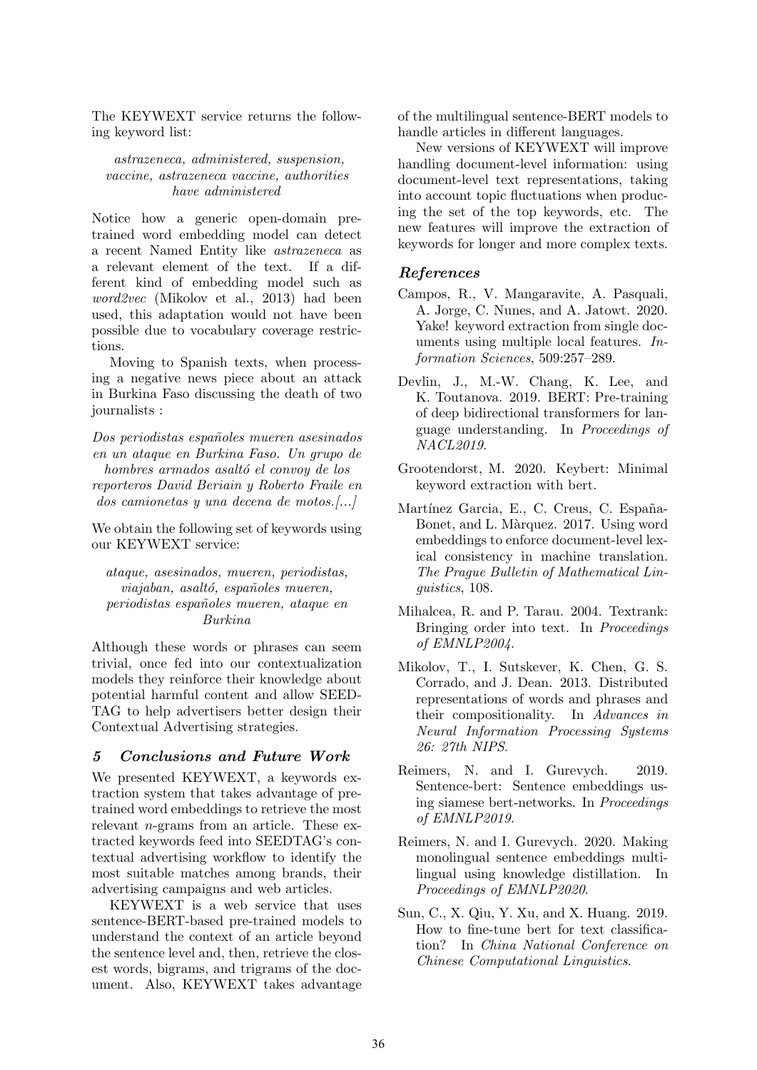The KEYWEXT service returns the following keyword list:

*astrazeneca, administered, suspension, vaccine, astrazeneca vaccine, authorities have administered*

Notice how a generic open-domain pre-trained word embedding model can detect a recent Named Entity like *astrazeneca* as a relevant element of the text. If a different kind of embedding model such as *word2vec* (Mikolov et al., 2013) had been used, this adaptation would not have been possible due to vocabulary coverage restrictions.

Moving to Spanish texts, when processing a negative news piece about an attack in Burkina Faso discussing the death of two journalists :

*Dos periodistas españoles mueren asesinados en un ataque en Burkina Faso. Un grupo de hombres armados asaltó el convoy de los reporteros David Beriain y Roberto Fraile en dos camionetas y una decena de motos.[...]*

We obtain the following set of keywords using our KEYWEXT service:

*ataque, asesinados, mueren, periodistas, viajaban, asaltó, españoles mueren, periodistas españoles mueren, ataque en Burkina*

Although these words or phrases can seem trivial, once fed into our contextualization models they reinforce their knowledge about potential harmful content and allow SEEDTAG to help advertisers better design their Contextual Advertising strategies.

## 5 Conclusions and Future Work

We presented KEYWEXT, a keywords extraction system that takes advantage of pre-trained word embeddings to retrieve the most relevant $n$-grams from an article. These extracted keywords feed into SEEDTAG's contextual advertising workflow to identify the most suitable matches among brands, their advertising campaigns and web articles.

KEYWEXT is a web service that uses sentence-BERT-based pre-trained models to understand the context of an article beyond the sentence level and, then, retrieve the closest words, bigrams, and trigrams of the document. Also, KEYWEXT takes advantage of the multilingual sentence-BERT models to handle articles in different languages.

New versions of KEYWEXT will improve handling document-level information: using document-level text representations, taking into account topic fluctuations when producing the set of the top keywords, etc. The new features will improve the extraction of keywords for longer and more complex texts.

## References

Campos, R., V. Mangaravite, A. Pasquali, A. Jorge, C. Nunes, and A. Jatowt. 2020. Yake! keyword extraction from single documents using multiple local features. *Information Sciences*, 509:257–289.

Devlin, J., M.-W. Chang, K. Lee, and K. Toutanova. 2019. BERT: Pre-training of deep bidirectional transformers for language understanding. In *Proceedings of NACL2019*.

Grootendorst, M. 2020. Keybert: Minimal keyword extraction with bert.

Martínez Garcia, E., C. Creus, C. España-Bonet, and L. Màrquez. 2017. Using word embeddings to enforce document-level lexical consistency in machine translation. *The Prague Bulletin of Mathematical Linguistics*, 108.

Mihalcea, R. and P. Tarau. 2004. Textrank: Bringing order into text. In *Proceedings of EMNLP2004*.

Mikolov, T., I. Sutskever, K. Chen, G. S. Corrado, and J. Dean. 2013. Distributed representations of words and phrases and their compositionality. In *Advances in Neural Information Processing Systems 26: 27th NIPS*.

Reimers, N. and I. Gurevych. 2019. Sentence-bert: Sentence embeddings using siamese bert-networks. In *Proceedings of EMNLP2019*.

Reimers, N. and I. Gurevych. 2020. Making monolingual sentence embeddings multilingual using knowledge distillation. In *Proceedings of EMNLP2020*.

Sun, C., X. Qiu, Y. Xu, and X. Huang. 2019. How to fine-tune bert for text classification? In *China National Conference on Chinese Computational Linguistics*.